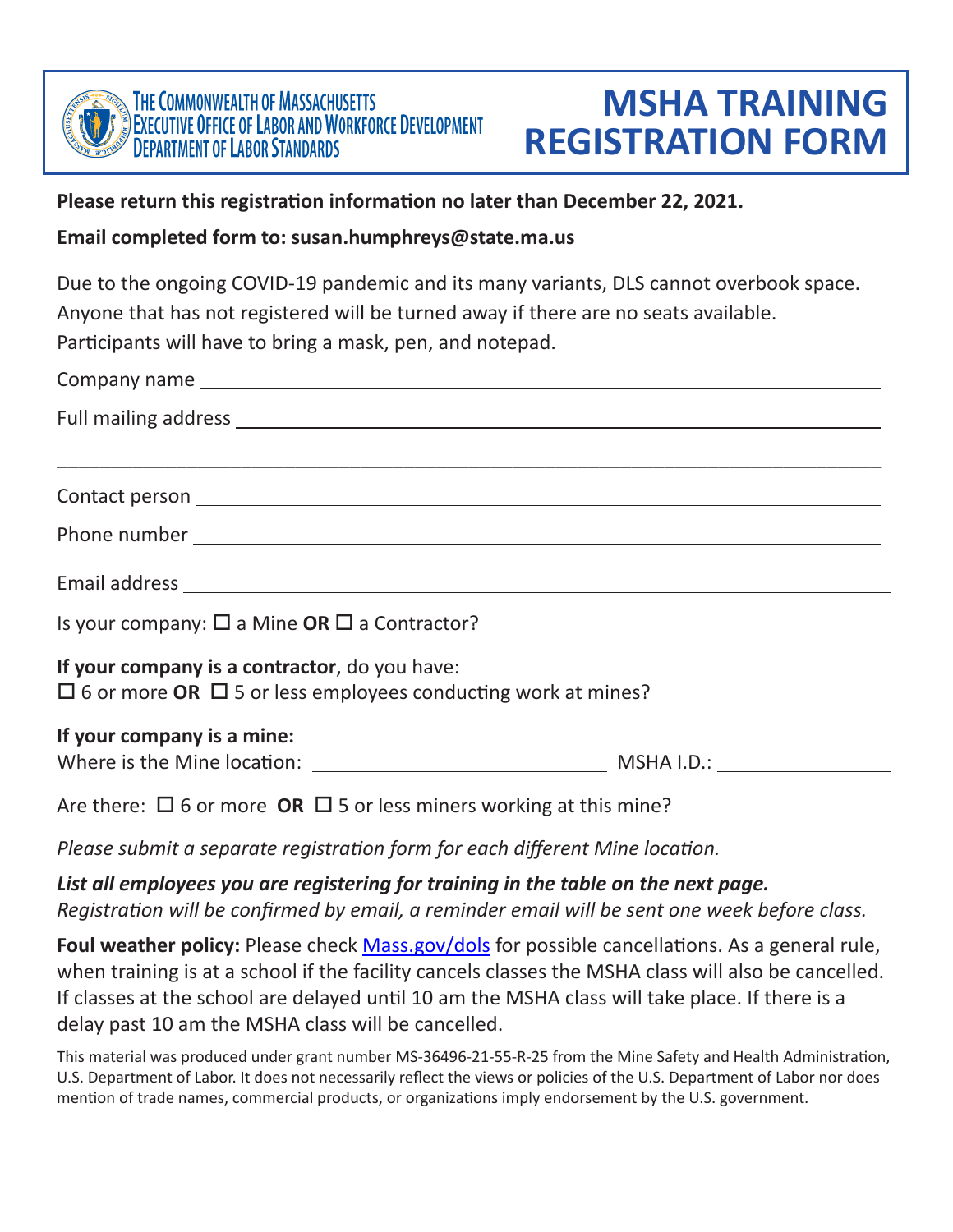THE COMMONWEALTH OF MASSACHUSETTS
EXECUTIVE OFFICE OF LABOR AND WORKFORCE DEVELOPMENT
DEPARTMENT OF LABOR STANDARDS

# MSHA TRAINING REGISTRATION FORM

**Please return this registration information no later than December 22, 2021.**

**Email completed form to: susan.humphreys@state.ma.us**

Due to the ongoing COVID-19 pandemic and its many variants, DLS cannot overbook space. Anyone that has not registered will be turned away if there are no seats available. Participants will have to bring a mask, pen, and notepad.

Company name ______________________________________________

Full mailing address ______________________________________________

______________________________________________________________

Contact person ______________________________________________

Phone number ______________________________________________

Email address ______________________________________________

Is your company: ☐ a Mine **OR** ☐ a Contractor?

**If your company is a contractor**, do you have:
☐ 6 or more **OR** ☐ 5 or less employees conducting work at mines?

**If your company is a mine:**
Where is the Mine location: ______________________ MSHA I.D.: ______________

Are there: ☐ 6 or more **OR** ☐ 5 or less miners working at this mine?

*Please submit a separate registration form for each different Mine location.*

***List all employees you are registering for training in the table on the next page.***
*Registration will be confirmed by email, a reminder email will be sent one week before class.*

**Foul weather policy:** Please check Mass.gov/dols for possible cancellations. As a general rule, when training is at a school if the facility cancels classes the MSHA class will also be cancelled. If classes at the school are delayed until 10 am the MSHA class will take place. If there is a delay past 10 am the MSHA class will be cancelled.

This material was produced under grant number MS-36496-21-55-R-25 from the Mine Safety and Health Administration, U.S. Department of Labor. It does not necessarily reflect the views or policies of the U.S. Department of Labor nor does mention of trade names, commercial products, or organizations imply endorsement by the U.S. government.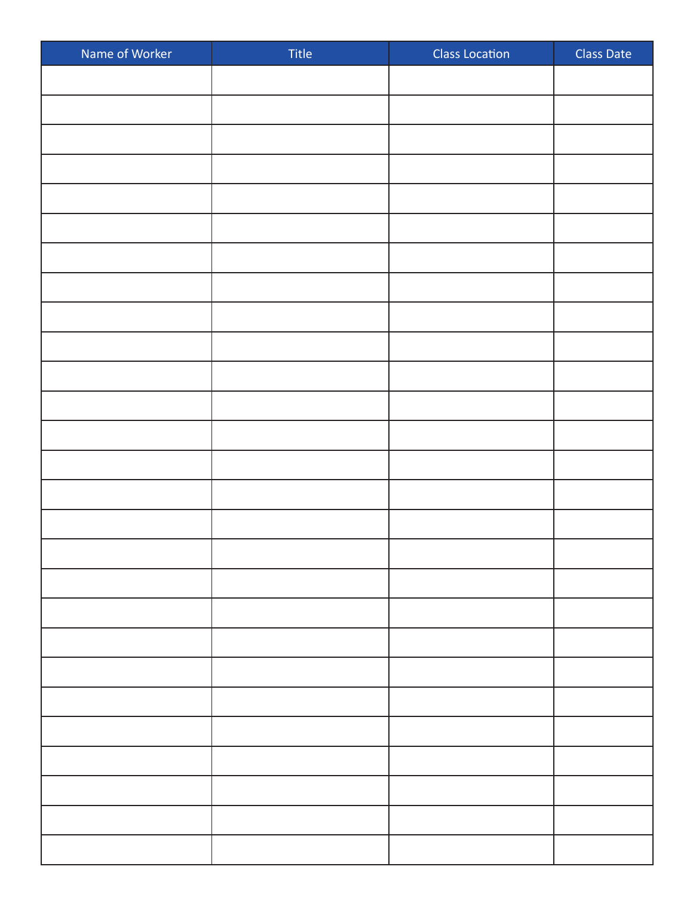| Name of Worker | Title | Class Location | Class Date |
| --- | --- | --- | --- |
| | | | |
| | | | |
| | | | |
| | | | |
| | | | |
| | | | |
| | | | |
| | | | |
| | | | |
| | | | |
| | | | |
| | | | |
| | | | |
| | | | |
| | | | |
| | | | |
| | | | |
| | | | |
| | | | |
| | | | |
| | | | |
| | | | |
| | | | |
| | | | |
| | | | |
| | | | |
| | | | |